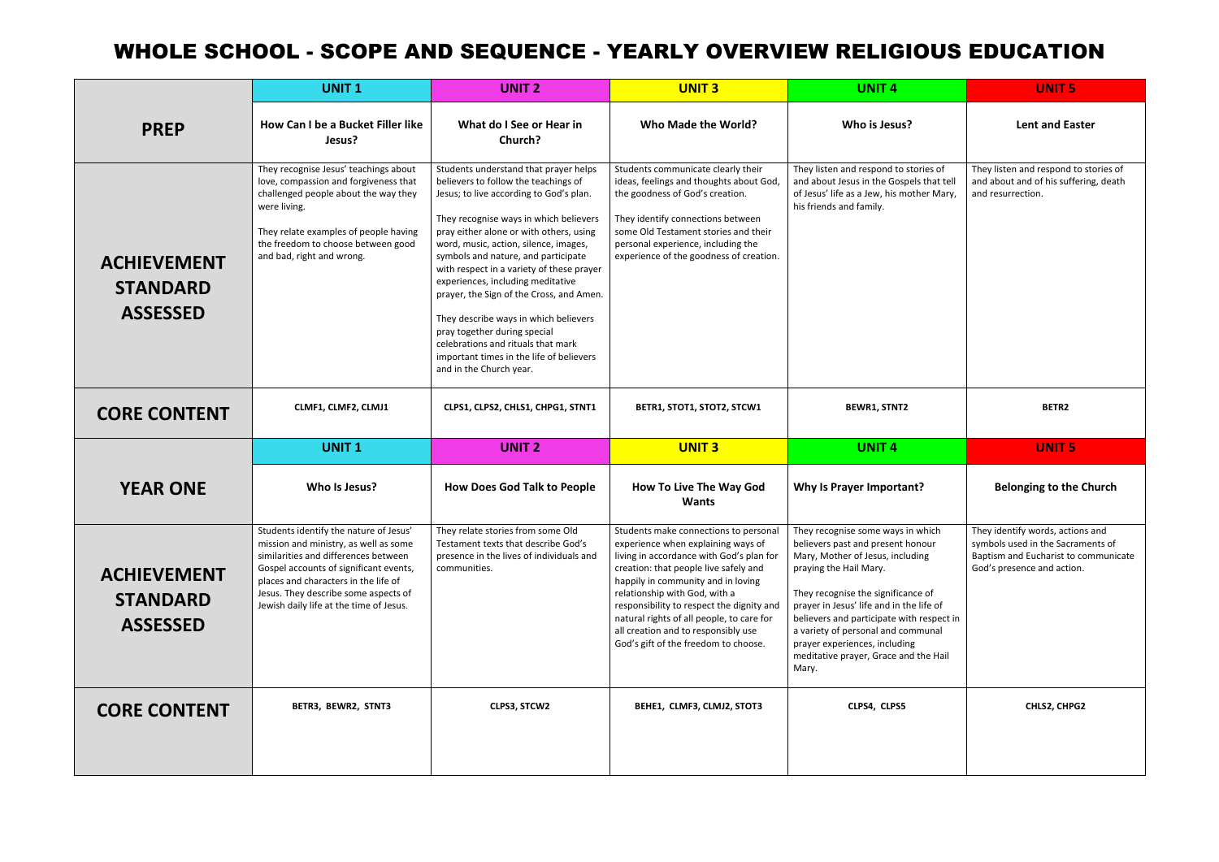# WHOLE SCHOOL - SCOPE AND SEQUENCE - YEARLY OVERVIEW RELIGIOUS EDUCATION

| | UNIT 1 | UNIT 2 | UNIT 3 | UNIT 4 | UNIT 5 |
|---|---|---|---|---|---|
| **PREP** | **How Can I be a Bucket Filler like Jesus?** | **What do I See or Hear in Church?** | **Who Made the World?** | **Who is Jesus?** | **Lent and Easter** |
| **ACHIEVEMENT STANDARD ASSESSED** | They recognise Jesus' teachings about love, compassion and forgiveness that challenged people about the way they were living.<br><br>They relate examples of people having the freedom to choose between good and bad, right and wrong. | Students understand that prayer helps believers to follow the teachings of Jesus; to live according to God's plan.<br><br>They recognise ways in which believers pray either alone or with others, using word, music, action, silence, images, symbols and nature, and participate with respect in a variety of these prayer experiences, including meditative prayer, the Sign of the Cross, and Amen.<br><br>They describe ways in which believers pray together during special celebrations and rituals that mark important times in the life of believers and in the Church year. | Students communicate clearly their ideas, feelings and thoughts about God, the goodness of God's creation.<br><br>They identify connections between some Old Testament stories and their personal experience, including the experience of the goodness of creation. | They listen and respond to stories of and about Jesus in the Gospels that tell of Jesus' life as a Jew, his mother Mary, his friends and family. | They listen and respond to stories of and about and of his suffering, death and resurrection. |
| **CORE CONTENT** | CLMF1, CLMF2, CLMJ1 | CLPS1, CLPS2, CHLS1, CHPG1, STNT1 | BETR1, STOT1, STOT2, STCW1 | BEWR1, STNT2 | BETR2 |
| | **UNIT 1** | **UNIT 2** | **UNIT 3** | **UNIT 4** | **UNIT 5** |
| **YEAR ONE** | **Who Is Jesus?** | **How Does God Talk to People** | **How To Live The Way God Wants** | **Why Is Prayer Important?** | **Belonging to the Church** |
| **ACHIEVEMENT STANDARD ASSESSED** | Students identify the nature of Jesus' mission and ministry, as well as some similarities and differences between Gospel accounts of significant events, places and characters in the life of Jesus. They describe some aspects of Jewish daily life at the time of Jesus. | They relate stories from some Old Testament texts that describe God's presence in the lives of individuals and communities. | Students make connections to personal experience when explaining ways of living in accordance with God's plan for creation: that people live safely and happily in community and in loving relationship with God, with a responsibility to respect the dignity and natural rights of all people, to care for all creation and to responsibly use God's gift of the freedom to choose. | They recognise some ways in which believers past and present honour Mary, Mother of Jesus, including praying the Hail Mary.<br><br>They recognise the significance of prayer in Jesus' life and in the life of believers and participate with respect in a variety of personal and communal prayer experiences, including meditative prayer, Grace and the Hail Mary. | They identify words, actions and symbols used in the Sacraments of Baptism and Eucharist to communicate God's presence and action. |
| **CORE CONTENT** | BETR3, BEWR2, STNT3 | CLPS3, STCW2 | BEHE1, CLMF3, CLMJ2, STOT3 | CLPS4, CLPS5 | CHLS2, CHPG2 |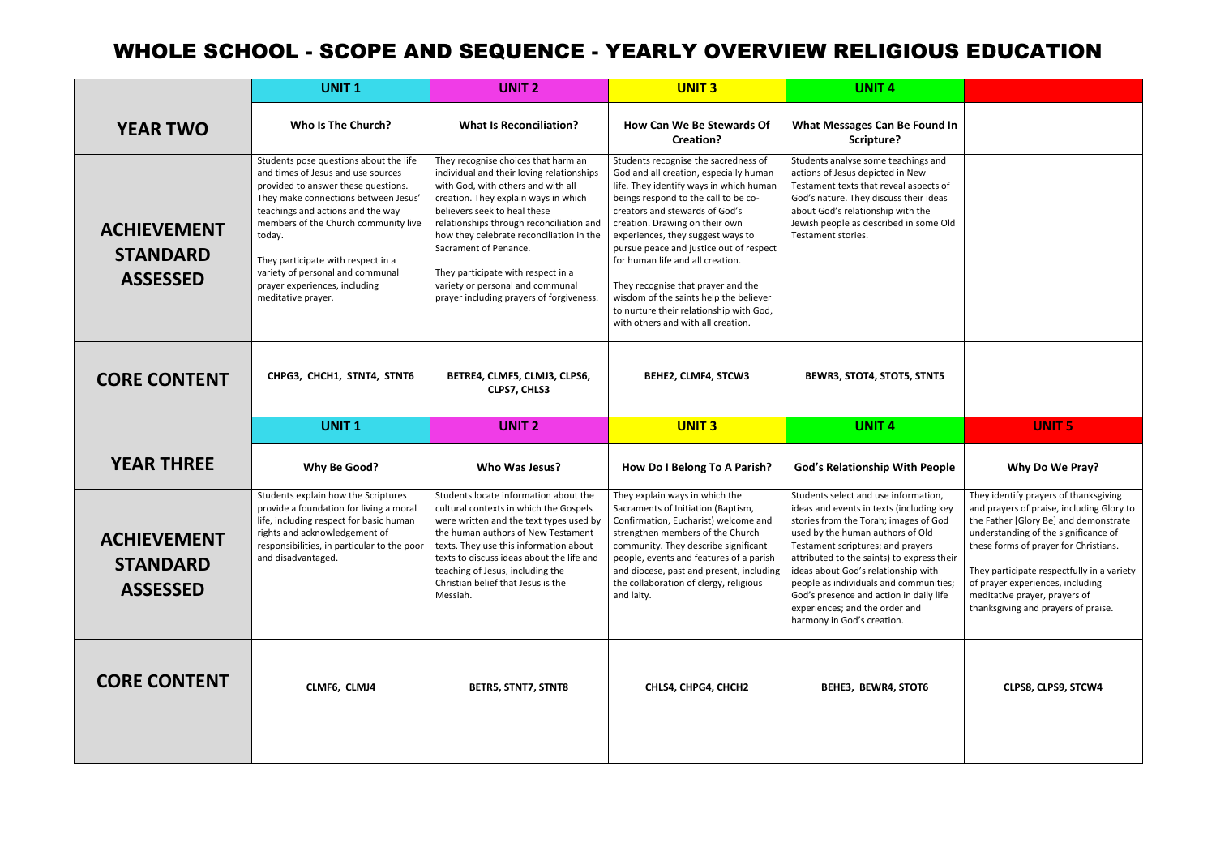# WHOLE SCHOOL - SCOPE AND SEQUENCE - YEARLY OVERVIEW RELIGIOUS EDUCATION

| | UNIT 1 | UNIT 2 | UNIT 3 | UNIT 4 | |
|---|---|---|---|---|---|
| **YEAR TWO** | **Who Is The Church?** | **What Is Reconciliation?** | **How Can We Be Stewards Of Creation?** | **What Messages Can Be Found In Scripture?** | |
| **ACHIEVEMENT STANDARD ASSESSED** | Students pose questions about the life and times of Jesus and use sources provided to answer these questions. They make connections between Jesus' teachings and actions and the way members of the Church community live today.<br><br>They participate with respect in a variety of personal and communal prayer experiences, including meditative prayer. | They recognise choices that harm an individual and their loving relationships with God, with others and with all creation. They explain ways in which believers seek to heal these relationships through reconciliation and how they celebrate reconciliation in the Sacrament of Penance.<br><br>They participate with respect in a variety or personal and communal prayer including prayers of forgiveness. | Students recognise the sacredness of God and all creation, especially human life. They identify ways in which human beings respond to the call to be co-creators and stewards of God's creation. Drawing on their own experiences, they suggest ways to pursue peace and justice out of respect for human life and all creation.<br><br>They recognise that prayer and the wisdom of the saints help the believer to nurture their relationship with God, with others and with all creation. | Students analyse some teachings and actions of Jesus depicted in New Testament texts that reveal aspects of God's nature. They discuss their ideas about God's relationship with the Jewish people as described in some Old Testament stories. | |
| **CORE CONTENT** | CHPG3, CHCH1, STNT4, STNT6 | BETRE4, CLMF5, CLMJ3, CLPS6, CLPS7, CHLS3 | BEHE2, CLMF4, STCW3 | BEWR3, STOT4, STOT5, STNT5 | |
| | **UNIT 1** | **UNIT 2** | **UNIT 3** | **UNIT 4** | **UNIT 5** |
| **YEAR THREE** | **Why Be Good?** | **Who Was Jesus?** | **How Do I Belong To A Parish?** | **God's Relationship With People** | **Why Do We Pray?** |
| **ACHIEVEMENT STANDARD ASSESSED** | Students explain how the Scriptures provide a foundation for living a moral life, including respect for basic human rights and acknowledgement of responsibilities, in particular to the poor and disadvantaged. | Students locate information about the cultural contexts in which the Gospels were written and the text types used by the human authors of New Testament texts. They use this information about texts to discuss ideas about the life and teaching of Jesus, including the Christian belief that Jesus is the Messiah. | They explain ways in which the Sacraments of Initiation (Baptism, Confirmation, Eucharist) welcome and strengthen members of the Church community. They describe significant people, events and features of a parish and diocese, past and present, including the collaboration of clergy, religious and laity. | Students select and use information, ideas and events in texts (including key stories from the Torah; images of God used by the human authors of Old Testament scriptures; and prayers attributed to the saints) to express their ideas about God's relationship with people as individuals and communities; God's presence and action in daily life experiences; and the order and harmony in God's creation. | They identify prayers of thanksgiving and prayers of praise, including Glory to the Father [Glory Be] and demonstrate understanding of the significance of these forms of prayer for Christians.<br><br>They participate respectfully in a variety of prayer experiences, including meditative prayer, prayers of thanksgiving and prayers of praise. |
| **CORE CONTENT** | CLMF6, CLMJ4 | BETR5, STNT7, STNT8 | CHLS4, CHPG4, CHCH2 | BEHE3, BEWR4, STOT6 | CLPS8, CLPS9, STCW4 |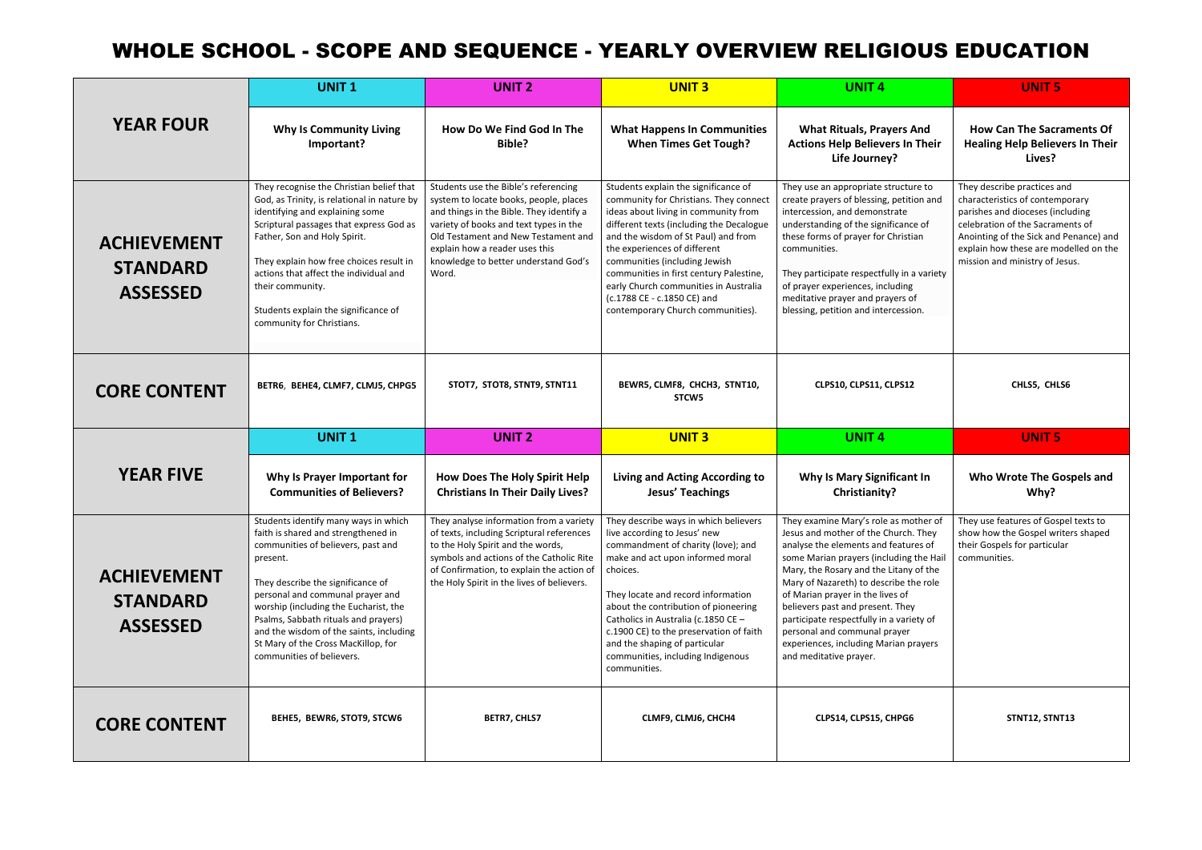# WHOLE SCHOOL - SCOPE AND SEQUENCE - YEARLY OVERVIEW RELIGIOUS EDUCATION

| | UNIT 1 | UNIT 2 | UNIT 3 | UNIT 4 | UNIT 5 |
|---|---|---|---|---|---|
| **YEAR FOUR** | **Why Is Community Living Important?** | **How Do We Find God In The Bible?** | **What Happens In Communities When Times Get Tough?** | **What Rituals, Prayers And Actions Help Believers In Their Life Journey?** | **How Can The Sacraments Of Healing Help Believers In Their Lives?** |
| **ACHIEVEMENT STANDARD ASSESSED** | They recognise the Christian belief that God, as Trinity, is relational in nature by identifying and explaining some Scriptural passages that express God as Father, Son and Holy Spirit.<br><br>They explain how free choices result in actions that affect the individual and their community.<br><br>Students explain the significance of community for Christians. | Students use the Bible's referencing system to locate books, people, places and things in the Bible. They identify a variety of books and text types in the Old Testament and New Testament and explain how a reader uses this knowledge to better understand God's Word. | Students explain the significance of community for Christians. They connect ideas about living in community from different texts (including the Decalogue and the wisdom of St Paul) and from the experiences of different communities (including Jewish communities in first century Palestine, early Church communities in Australia (c.1788 CE - c.1850 CE) and contemporary Church communities). | They use an appropriate structure to create prayers of blessing, petition and intercession, and demonstrate understanding of the significance of these forms of prayer for Christian communities.<br><br>They participate respectfully in a variety of prayer experiences, including meditative prayer and prayers of blessing, petition and intercession. | They describe practices and characteristics of contemporary parishes and dioceses (including celebration of the Sacraments of Anointing of the Sick and Penance) and explain how these are modelled on the mission and ministry of Jesus. |
| **CORE CONTENT** | BETR6, BEHE4, CLMF7, CLMJ5, CHPG5 | STOT7, STOT8, STNT9, STNT11 | BEWR5, CLMF8, CHCH3, STNT10, STCW5 | CLPS10, CLPS11, CLPS12 | CHLS5, CHLS6 |
| | **UNIT 1** | **UNIT 2** | **UNIT 3** | **UNIT 4** | **UNIT 5** |
| **YEAR FIVE** | **Why Is Prayer Important for Communities of Believers?** | **How Does The Holy Spirit Help Christians In Their Daily Lives?** | **Living and Acting According to Jesus' Teachings** | **Why Is Mary Significant In Christianity?** | **Who Wrote The Gospels and Why?** |
| **ACHIEVEMENT STANDARD ASSESSED** | Students identify many ways in which faith is shared and strengthened in communities of believers, past and present.<br><br>They describe the significance of personal and communal prayer and worship (including the Eucharist, the Psalms, Sabbath rituals and prayers) and the wisdom of the saints, including St Mary of the Cross MacKillop, for communities of believers. | They analyse information from a variety of texts, including Scriptural references to the Holy Spirit and the words, symbols and actions of the Catholic Rite of Confirmation, to explain the action of the Holy Spirit in the lives of believers. | They describe ways in which believers live according to Jesus' new commandment of charity (love); and make and act upon informed moral choices.<br><br>They locate and record information about the contribution of pioneering Catholics in Australia (c.1850 CE – c.1900 CE) to the preservation of faith and the shaping of particular communities, including Indigenous communities. | They examine Mary's role as mother of Jesus and mother of the Church. They analyse the elements and features of some Marian prayers (including the Hail Mary, the Rosary and the Litany of the Mary of Nazareth) to describe the role of Marian prayer in the lives of believers past and present. They participate respectfully in a variety of personal and communal prayer experiences, including Marian prayers and meditative prayer. | They use features of Gospel texts to show how the Gospel writers shaped their Gospels for particular communities. |
| **CORE CONTENT** | BEHE5, BEWR6, STOT9, STCW6 | BETR7, CHLS7 | CLMF9, CLMJ6, CHCH4 | CLPS14, CLPS15, CHPG6 | STNT12, STNT13 |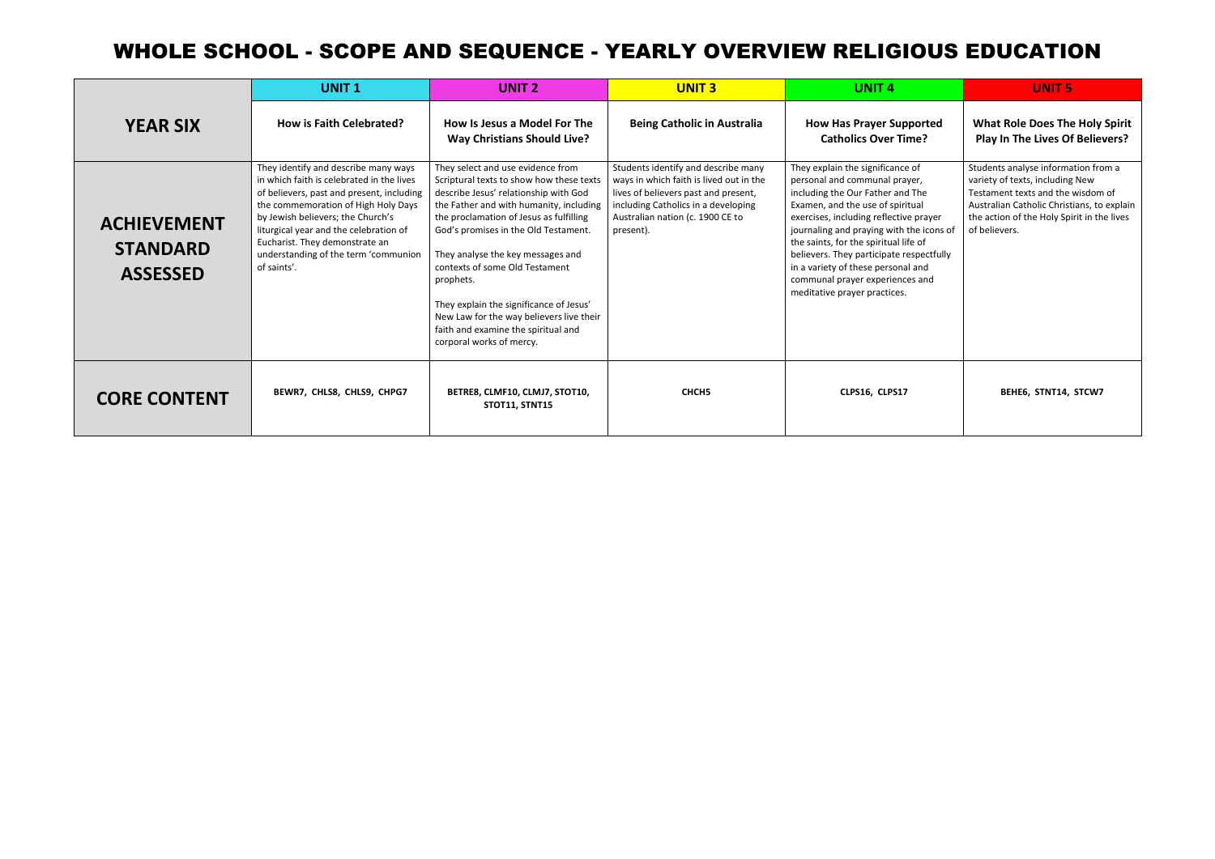# WHOLE SCHOOL - SCOPE AND SEQUENCE - YEARLY OVERVIEW RELIGIOUS EDUCATION

| | UNIT 1 | UNIT 2 | UNIT 3 | UNIT 4 | UNIT 5 |
|---|---|---|---|---|---|
| **YEAR SIX** | **How is Faith Celebrated?** | **How Is Jesus a Model For The Way Christians Should Live?** | **Being Catholic in Australia** | **How Has Prayer Supported Catholics Over Time?** | **What Role Does The Holy Spirit Play In The Lives Of Believers?** |
| **ACHIEVEMENT STANDARD ASSESSED** | They identify and describe many ways in which faith is celebrated in the lives of believers, past and present, including the commemoration of High Holy Days by Jewish believers; the Church's liturgical year and the celebration of Eucharist. They demonstrate an understanding of the term 'communion of saints'. | They select and use evidence from Scriptural texts to show how these texts describe Jesus' relationship with God the Father and with humanity, including the proclamation of Jesus as fulfilling God's promises in the Old Testament.<br><br>They analyse the key messages and contexts of some Old Testament prophets.<br><br>They explain the significance of Jesus' New Law for the way believers live their faith and examine the spiritual and corporal works of mercy. | Students identify and describe many ways in which faith is lived out in the lives of believers past and present, including Catholics in a developing Australian nation (c. 1900 CE to present). | They explain the significance of personal and communal prayer, including the Our Father and The Examen, and the use of spiritual exercises, including reflective prayer journaling and praying with the icons of the saints, for the spiritual life of believers. They participate respectfully in a variety of these personal and communal prayer experiences and meditative prayer practices. | Students analyse information from a variety of texts, including New Testament texts and the wisdom of Australian Catholic Christians, to explain the action of the Holy Spirit in the lives of believers. |
| **CORE CONTENT** | BEWR7, CHLS8, CHLS9, CHPG7 | BETRE8, CLMF10, CLMJ7, STOT10, STOT11, STNT15 | CHCH5 | CLPS16, CLPS17 | BEHE6, STNT14, STCW7 |